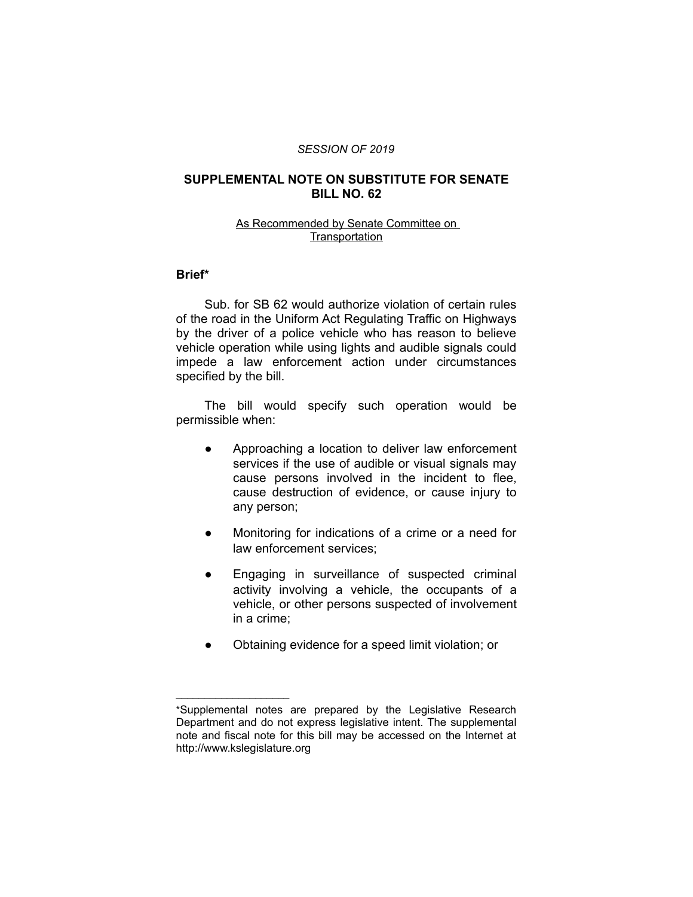*SESSION OF 2019*

## SUPPLEMENTAL NOTE ON SUBSTITUTE FOR SENATE BILL NO. 62

As Recommended by Senate Committee on Transportation

### Brief*

Sub. for SB 62 would authorize violation of certain rules of the road in the Uniform Act Regulating Traffic on Highways by the driver of a police vehicle who has reason to believe vehicle operation while using lights and audible signals could impede a law enforcement action under circumstances specified by the bill.

The bill would specify such operation would be permissible when:

- Approaching a location to deliver law enforcement services if the use of audible or visual signals may cause persons involved in the incident to flee, cause destruction of evidence, or cause injury to any person;
- Monitoring for indications of a crime or a need for law enforcement services;
- Engaging in surveillance of suspected criminal activity involving a vehicle, the occupants of a vehicle, or other persons suspected of involvement in a crime;
- Obtaining evidence for a speed limit violation; or

---

*Supplemental notes are prepared by the Legislative Research Department and do not express legislative intent. The supplemental note and fiscal note for this bill may be accessed on the Internet at http://www.kslegislature.org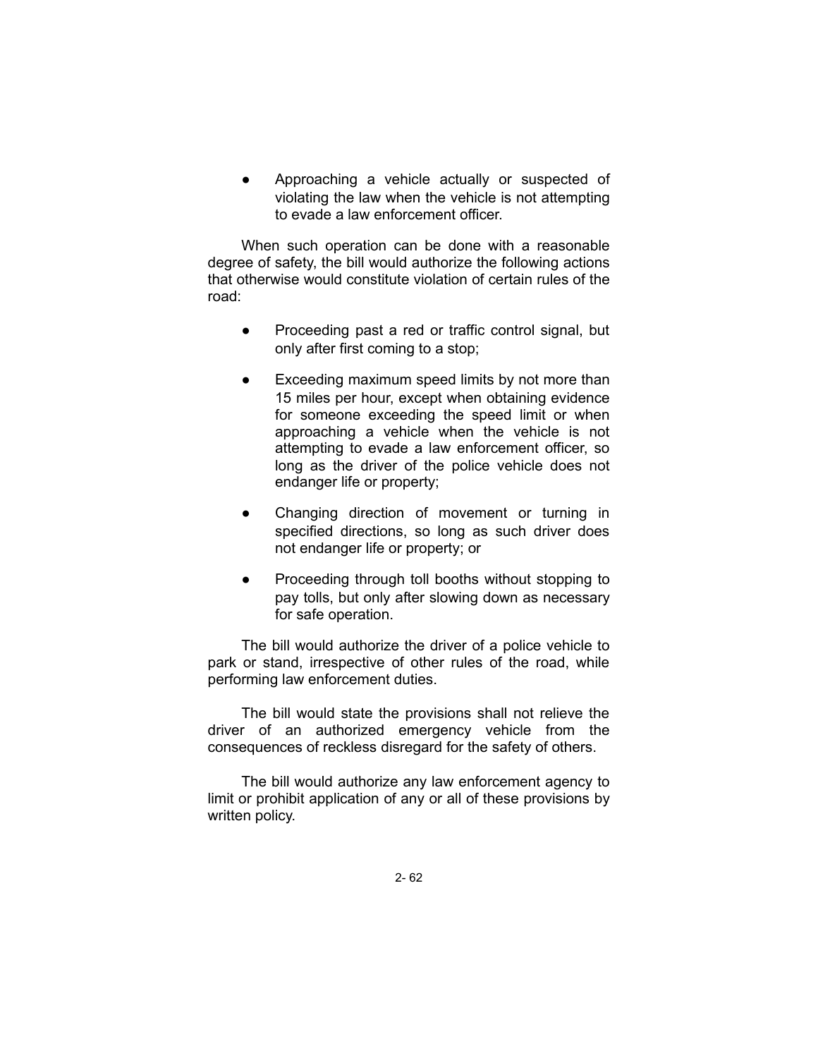- Approaching a vehicle actually or suspected of violating the law when the vehicle is not attempting to evade a law enforcement officer.

When such operation can be done with a reasonable degree of safety, the bill would authorize the following actions that otherwise would constitute violation of certain rules of the road:

- Proceeding past a red or traffic control signal, but only after first coming to a stop;
- Exceeding maximum speed limits by not more than 15 miles per hour, except when obtaining evidence for someone exceeding the speed limit or when approaching a vehicle when the vehicle is not attempting to evade a law enforcement officer, so long as the driver of the police vehicle does not endanger life or property;
- Changing direction of movement or turning in specified directions, so long as such driver does not endanger life or property; or
- Proceeding through toll booths without stopping to pay tolls, but only after slowing down as necessary for safe operation.

The bill would authorize the driver of a police vehicle to park or stand, irrespective of other rules of the road, while performing law enforcement duties.

The bill would state the provisions shall not relieve the driver of an authorized emergency vehicle from the consequences of reckless disregard for the safety of others.

The bill would authorize any law enforcement agency to limit or prohibit application of any or all of these provisions by written policy.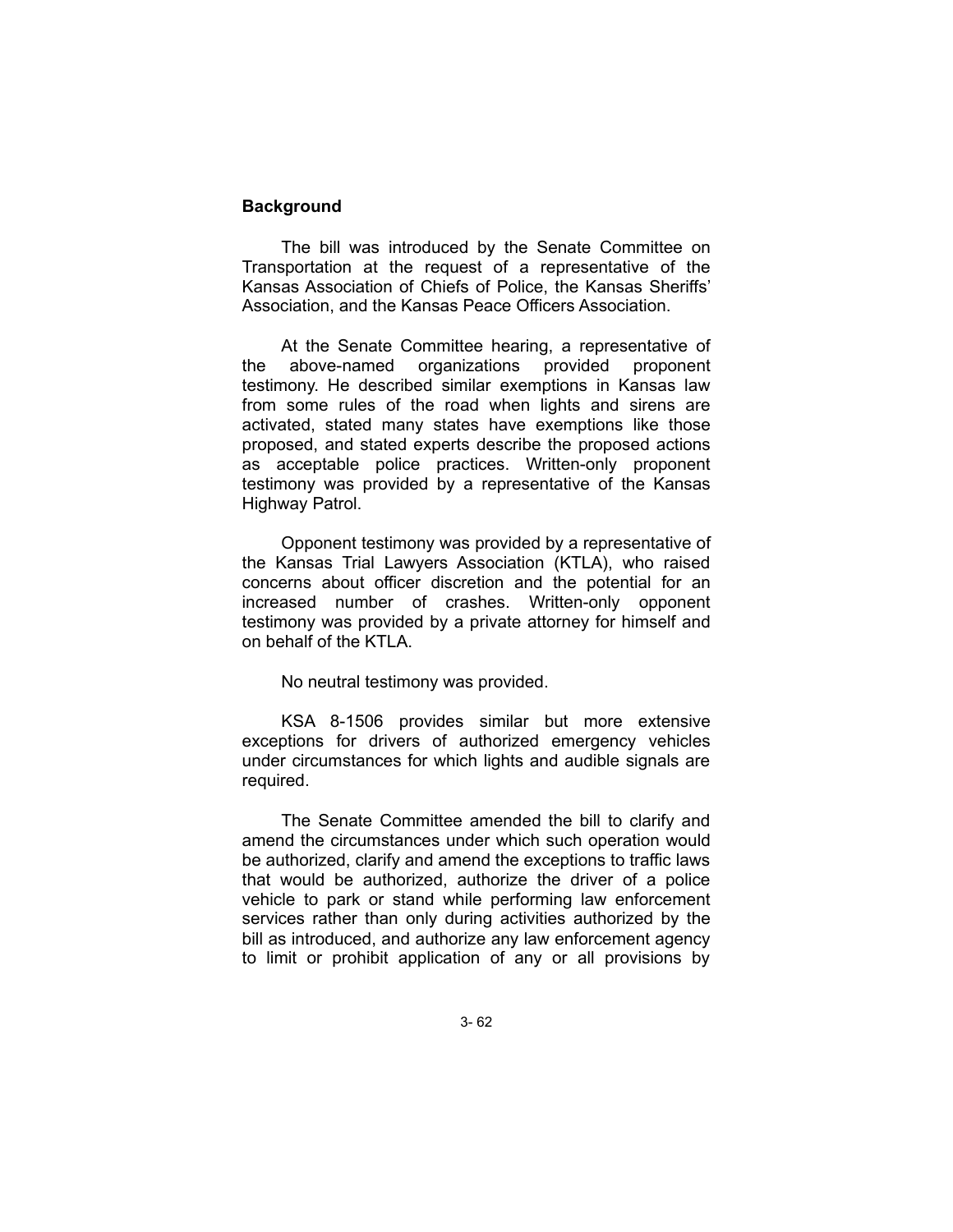**Background**

The bill was introduced by the Senate Committee on Transportation at the request of a representative of the Kansas Association of Chiefs of Police, the Kansas Sheriffs' Association, and the Kansas Peace Officers Association.

At the Senate Committee hearing, a representative of the above-named organizations provided proponent testimony. He described similar exemptions in Kansas law from some rules of the road when lights and sirens are activated, stated many states have exemptions like those proposed, and stated experts describe the proposed actions as acceptable police practices. Written-only proponent testimony was provided by a representative of the Kansas Highway Patrol.

Opponent testimony was provided by a representative of the Kansas Trial Lawyers Association (KTLA), who raised concerns about officer discretion and the potential for an increased number of crashes. Written-only opponent testimony was provided by a private attorney for himself and on behalf of the KTLA.

No neutral testimony was provided.

KSA 8-1506 provides similar but more extensive exceptions for drivers of authorized emergency vehicles under circumstances for which lights and audible signals are required.

The Senate Committee amended the bill to clarify and amend the circumstances under which such operation would be authorized, clarify and amend the exceptions to traffic laws that would be authorized, authorize the driver of a police vehicle to park or stand while performing law enforcement services rather than only during activities authorized by the bill as introduced, and authorize any law enforcement agency to limit or prohibit application of any or all provisions by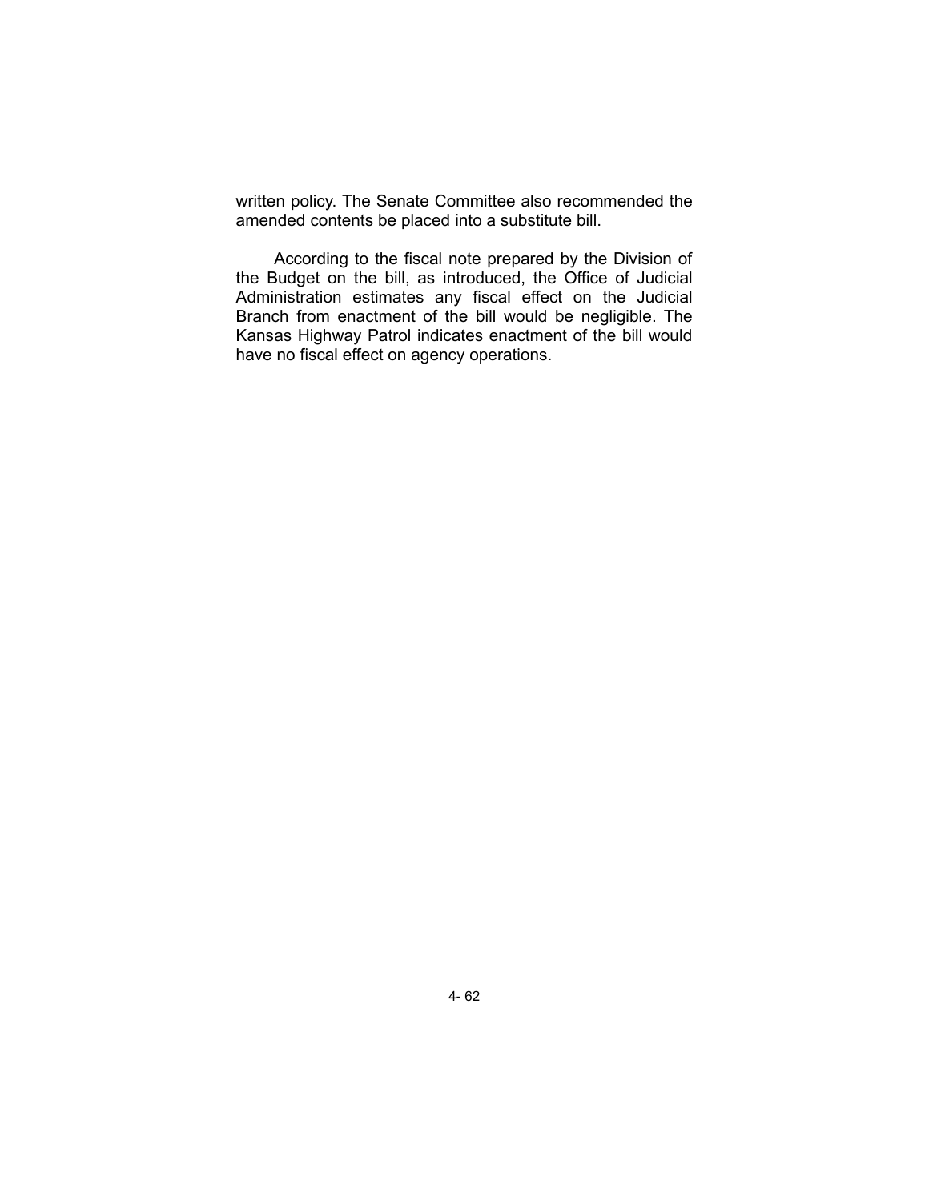written policy. The Senate Committee also recommended the amended contents be placed into a substitute bill.

According to the fiscal note prepared by the Division of the Budget on the bill, as introduced, the Office of Judicial Administration estimates any fiscal effect on the Judicial Branch from enactment of the bill would be negligible. The Kansas Highway Patrol indicates enactment of the bill would have no fiscal effect on agency operations.